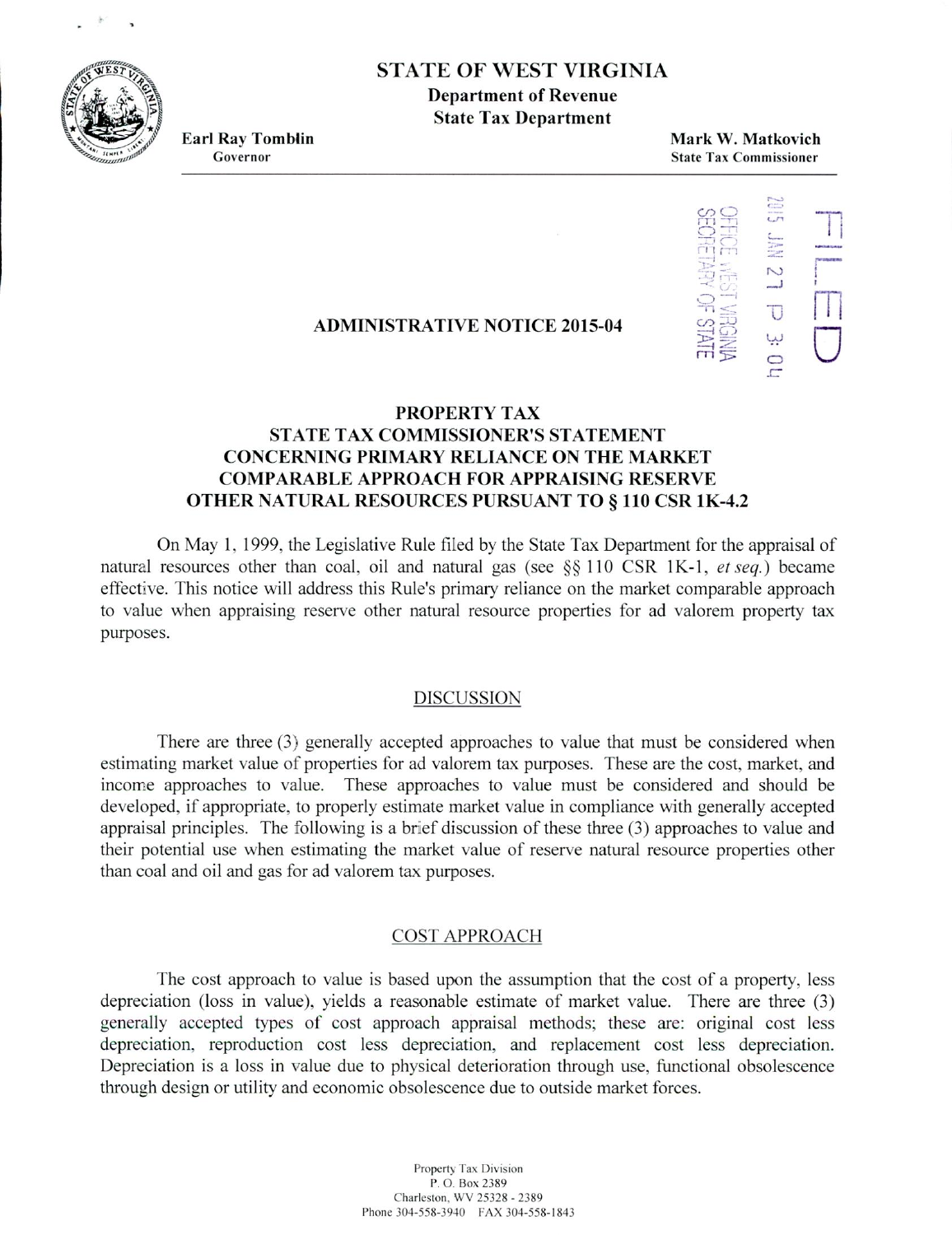# STATE OF WEST VIRGINIA

**Department of Revenue**
**State Tax Department**

**Earl Ray Tomblin**
Governor

**Mark W. Matkovich**
State Tax Commissioner

FILED
2015 JAN 27 P 3:04
OFFICE WEST VIRGINIA
SECRETARY OF STATE

## ADMINISTRATIVE NOTICE 2015-04

## PROPERTY TAX
## STATE TAX COMMISSIONER'S STATEMENT CONCERNING PRIMARY RELIANCE ON THE MARKET COMPARABLE APPROACH FOR APPRAISING RESERVE OTHER NATURAL RESOURCES PURSUANT TO § 110 CSR 1K-4.2

On May 1, 1999, the Legislative Rule filed by the State Tax Department for the appraisal of natural resources other than coal, oil and natural gas (see §§ 110 CSR 1K-1, *et seq.*) became effective. This notice will address this Rule's primary reliance on the market comparable approach to value when appraising reserve other natural resource properties for ad valorem property tax purposes.

### DISCUSSION

There are three (3) generally accepted approaches to value that must be considered when estimating market value of properties for ad valorem tax purposes. These are the cost, market, and income approaches to value. These approaches to value must be considered and should be developed, if appropriate, to properly estimate market value in compliance with generally accepted appraisal principles. The following is a brief discussion of these three (3) approaches to value and their potential use when estimating the market value of reserve natural resource properties other than coal and oil and gas for ad valorem tax purposes.

### COST APPROACH

The cost approach to value is based upon the assumption that the cost of a property, less depreciation (loss in value), yields a reasonable estimate of market value. There are three (3) generally accepted types of cost approach appraisal methods; these are: original cost less depreciation, reproduction cost less depreciation, and replacement cost less depreciation. Depreciation is a loss in value due to physical deterioration through use, functional obsolescence through design or utility and economic obsolescence due to outside market forces.

Property Tax Division
P. O. Box 2389
Charleston, WV 25328 - 2389
Phone 304-558-3940 FAX 304-558-1843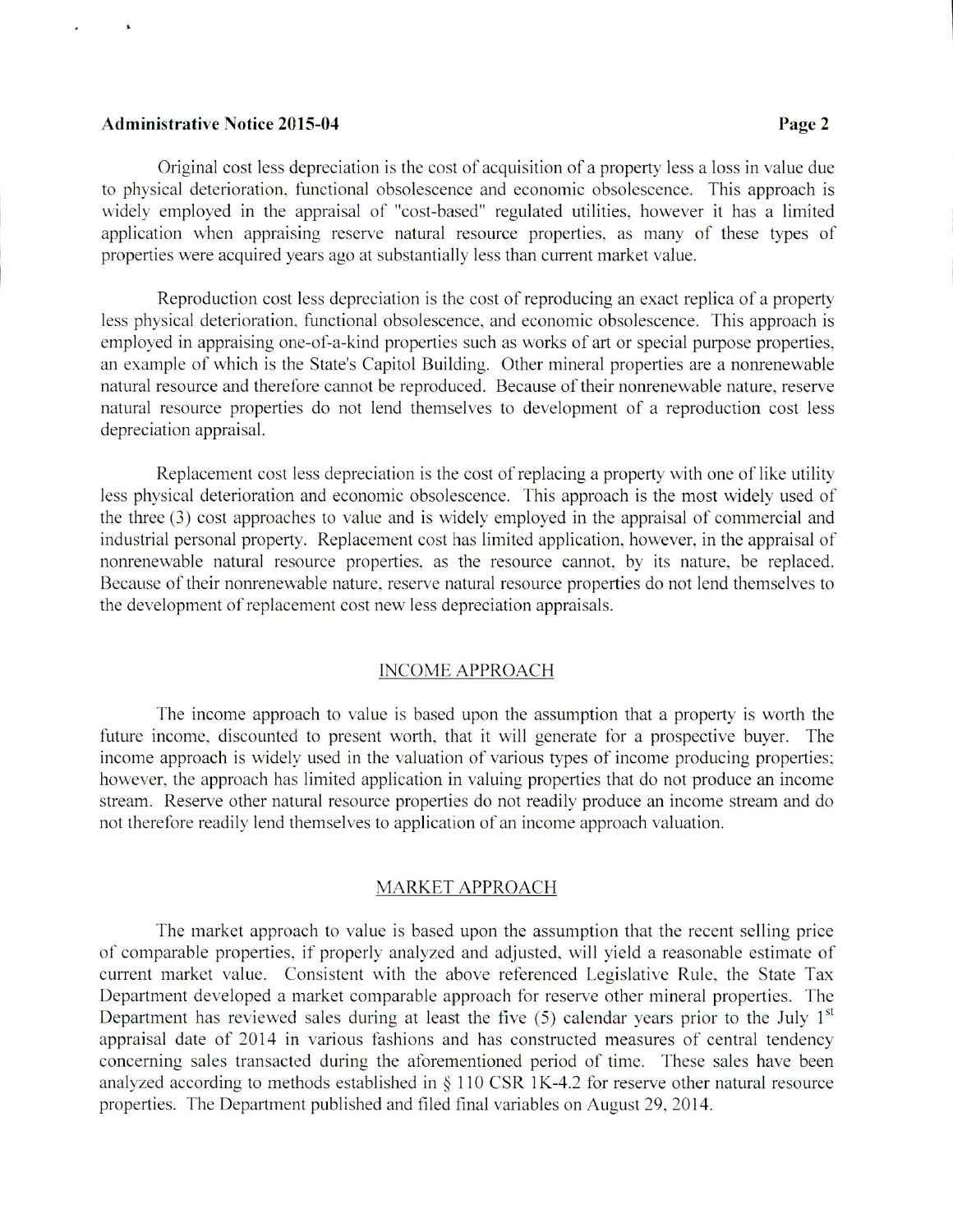Original cost less depreciation is the cost of acquisition of a property less a loss in value due to physical deterioration, functional obsolescence and economic obsolescence. This approach is widely employed in the appraisal of "cost-based" regulated utilities, however it has a limited application when appraising reserve natural resource properties, as many of these types of properties were acquired years ago at substantially less than current market value.

Reproduction cost less depreciation is the cost of reproducing an exact replica of a property less physical deterioration, functional obsolescence, and economic obsolescence. This approach is employed in appraising one-of-a-kind properties such as works of art or special purpose properties, an example of which is the State's Capitol Building. Other mineral properties are a nonrenewable natural resource and therefore cannot be reproduced. Because of their nonrenewable nature, reserve natural resource properties do not lend themselves to development of a reproduction cost less depreciation appraisal.

Replacement cost less depreciation is the cost of replacing a property with one of like utility less physical deterioration and economic obsolescence. This approach is the most widely used of the three (3) cost approaches to value and is widely employed in the appraisal of commercial and industrial personal property. Replacement cost has limited application, however, in the appraisal of nonrenewable natural resource properties, as the resource cannot, by its nature, be replaced. Because of their nonrenewable nature, reserve natural resource properties do not lend themselves to the development of replacement cost new less depreciation appraisals.

## INCOME APPROACH

The income approach to value is based upon the assumption that a property is worth the future income, discounted to present worth, that it will generate for a prospective buyer. The income approach is widely used in the valuation of various types of income producing properties; however, the approach has limited application in valuing properties that do not produce an income stream. Reserve other natural resource properties do not readily produce an income stream and do not therefore readily lend themselves to application of an income approach valuation.

## MARKET APPROACH

The market approach to value is based upon the assumption that the recent selling price of comparable properties, if properly analyzed and adjusted, will yield a reasonable estimate of current market value. Consistent with the above referenced Legislative Rule, the State Tax Department developed a market comparable approach for reserve other mineral properties. The Department has reviewed sales during at least the five (5) calendar years prior to the July 1st appraisal date of 2014 in various fashions and has constructed measures of central tendency concerning sales transacted during the aforementioned period of time. These sales have been analyzed according to methods established in § 110 CSR 1K-4.2 for reserve other natural resource properties. The Department published and filed final variables on August 29, 2014.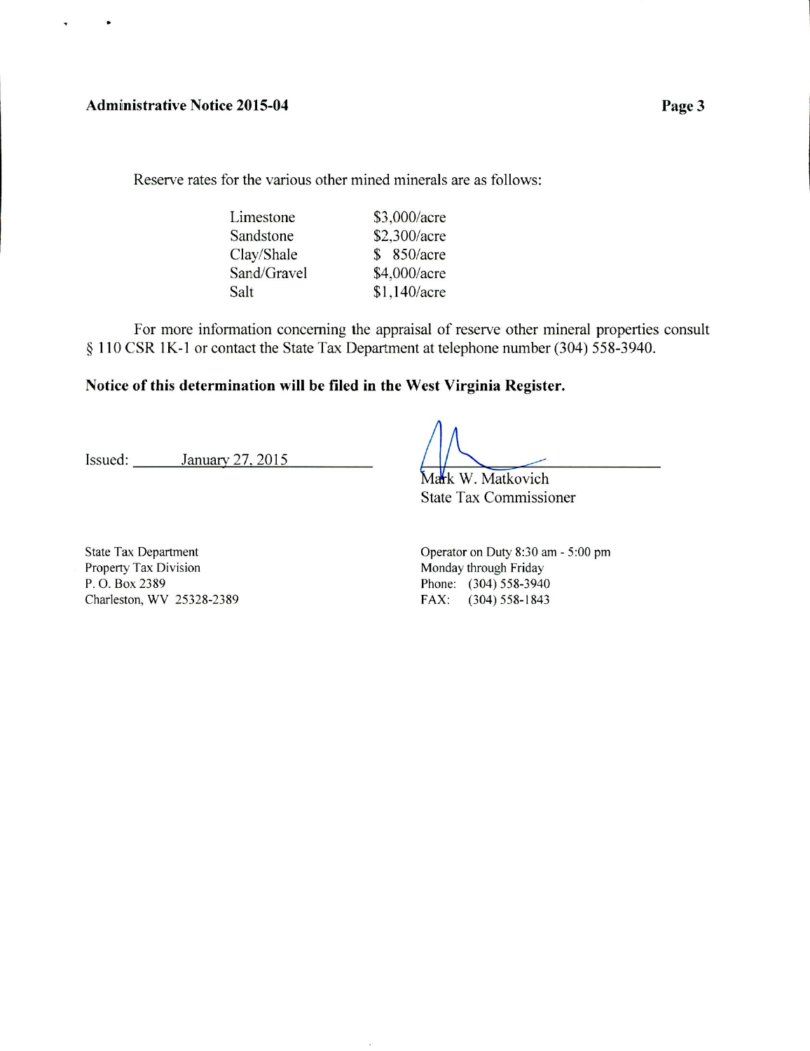Reserve rates for the various other mined minerals are as follows:

| | |
|---|---|
| Limestone | $3,000/acre |
| Sandstone | $2,300/acre |
| Clay/Shale | $ 850/acre |
| Sand/Gravel | $4,000/acre |
| Salt | $1,140/acre |

For more information concerning the appraisal of reserve other mineral properties consult § 110 CSR 1K-1 or contact the State Tax Department at telephone number (304) 558-3940.

**Notice of this determination will be filed in the West Virginia Register.**

Issued: January 27, 2015

Mark W. Matkovich
State Tax Commissioner

State Tax Department
Property Tax Division
P. O. Box 2389
Charleston, WV 25328-2389

Operator on Duty 8:30 am - 5:00 pm
Monday through Friday
Phone: (304) 558-3940
FAX: (304) 558-1843